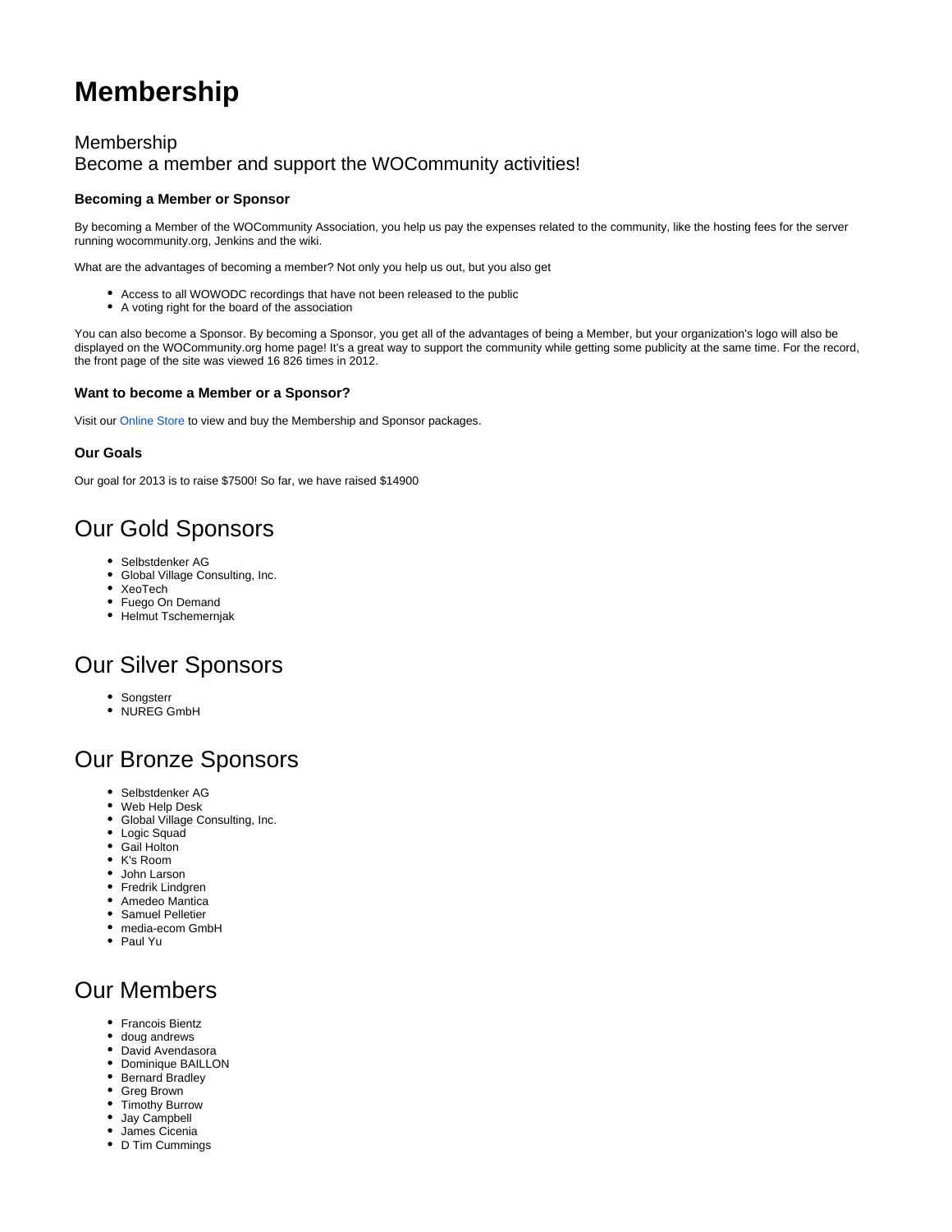# Membership

## Membership
## Become a member and support the WOCommunity activities!

#### Becoming a Member or Sponsor

By becoming a Member of the WOCommunity Association, you help us pay the expenses related to the community, like the hosting fees for the server running wocommunity.org, Jenkins and the wiki.

What are the advantages of becoming a member? Not only you help us out, but you also get

- Access to all WOWODC recordings that have not been released to the public
- A voting right for the board of the association

You can also become a Sponsor. By becoming a Sponsor, you get all of the advantages of being a Member, but your organization's logo will also be displayed on the WOCommunity.org home page! It's a great way to support the community while getting some publicity at the same time. For the record, the front page of the site was viewed 16 826 times in 2012.

#### Want to become a Member or a Sponsor?

Visit our Online Store to view and buy the Membership and Sponsor packages.

#### Our Goals

Our goal for 2013 is to raise $7500! So far, we have raised $14900

## Our Gold Sponsors

- Selbstdenker AG
- Global Village Consulting, Inc.
- XeoTech
- Fuego On Demand
- Helmut Tschemernjak

## Our Silver Sponsors

- Songsterr
- NUREG GmbH

## Our Bronze Sponsors

- Selbstdenker AG
- Web Help Desk
- Global Village Consulting, Inc.
- Logic Squad
- Gail Holton
- K's Room
- John Larson
- Fredrik Lindgren
- Amedeo Mantica
- Samuel Pelletier
- media-ecom GmbH
- Paul Yu

## Our Members

- Francois Bientz
- doug andrews
- David Avendasora
- Dominique BAILLON
- Bernard Bradley
- Greg Brown
- Timothy Burrow
- Jay Campbell
- James Cicenia
- D Tim Cummings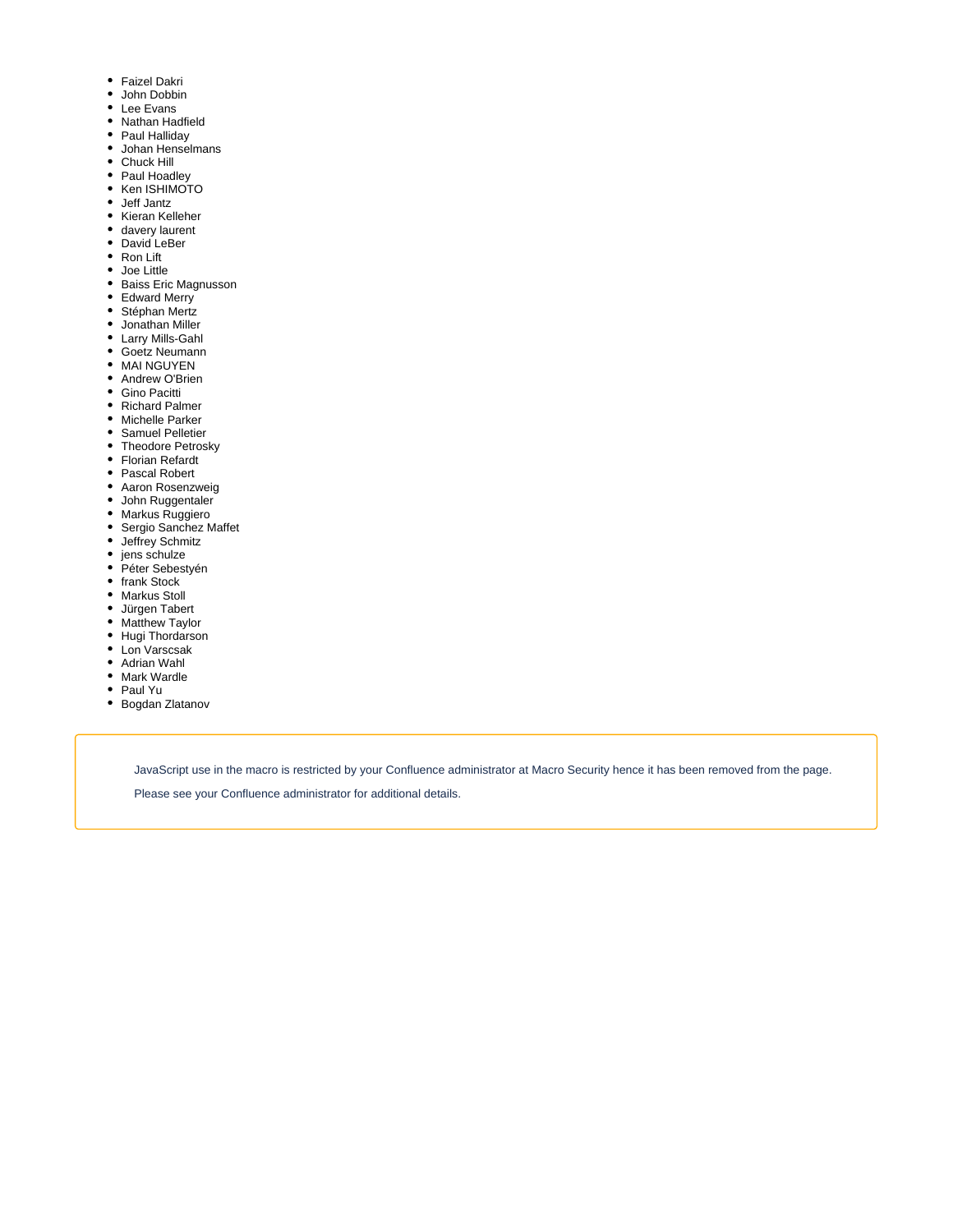- Faizel Dakri
- John Dobbin
- Lee Evans
- Nathan Hadfield
- Paul Halliday
- Johan Henselmans
- Chuck Hill
- Paul Hoadley
- Ken ISHIMOTO
- Jeff Jantz
- Kieran Kelleher
- davery laurent
- David LeBer
- Ron Lift
- Joe Little
- Baiss Eric Magnusson
- Edward Merry
- Stéphan Mertz
- Jonathan Miller
- Larry Mills-Gahl
- Goetz Neumann
- MAI NGUYEN
- Andrew O'Brien
- Gino Pacitti
- Richard Palmer
- Michelle Parker
- Samuel Pelletier
- Theodore Petrosky
- Florian Refardt
- Pascal Robert
- Aaron Rosenzweig
- John Ruggentaler
- Markus Ruggiero
- Sergio Sanchez Maffet
- Jeffrey Schmitz
- jens schulze
- Péter Sebestyén
- frank Stock
- Markus Stoll
- Jürgen Tabert
- Matthew Taylor
- Hugi Thordarson
- Lon Varscsak
- Adrian Wahl
- Mark Wardle
- Paul Yu
- Bogdan Zlatanov

JavaScript use in the macro is restricted by your Confluence administrator at Macro Security hence it has been removed from the page.

Please see your Confluence administrator for additional details.